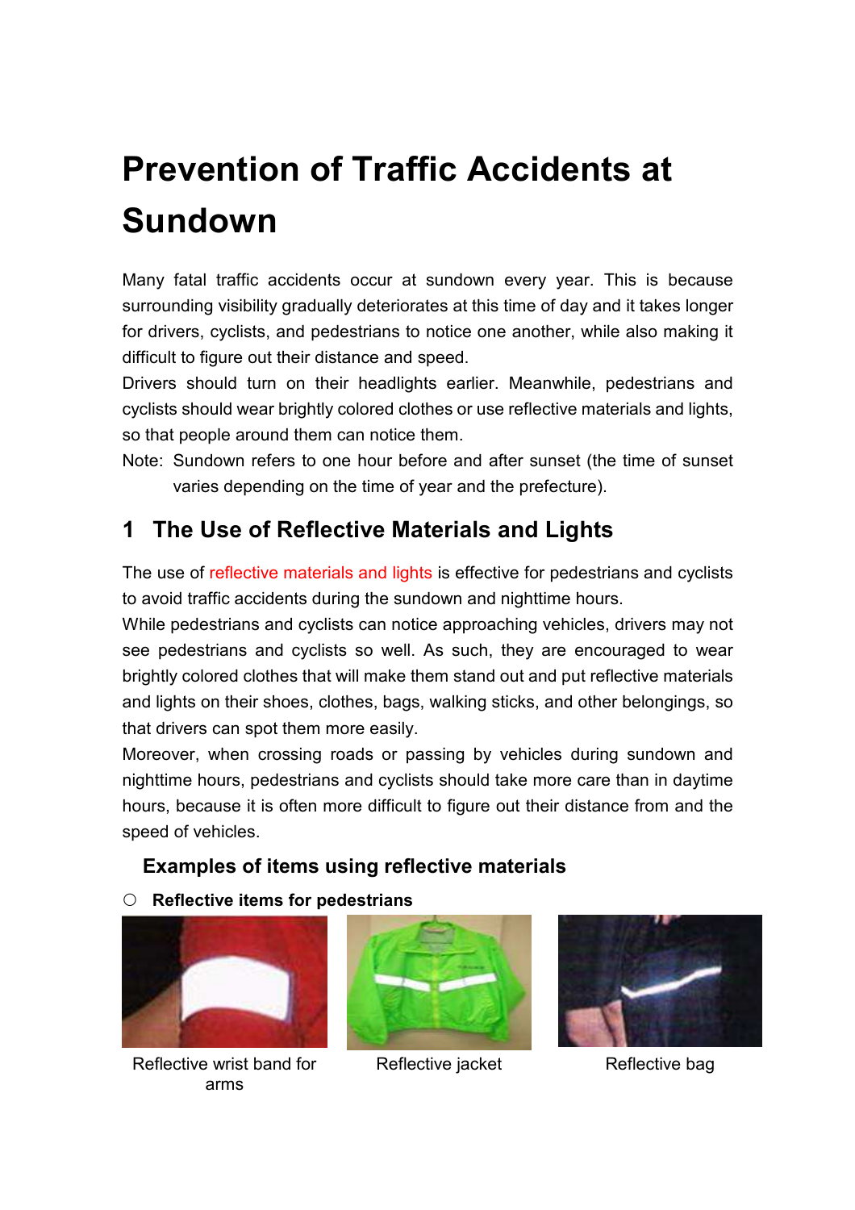# Prevention of Traffic Accidents at Sundown

Many fatal traffic accidents occur at sundown every year. This is because surrounding visibility gradually deteriorates at this time of day and it takes longer for drivers, cyclists, and pedestrians to notice one another, while also making it difficult to figure out their distance and speed.

Drivers should turn on their headlights earlier. Meanwhile, pedestrians and cyclists should wear brightly colored clothes or use reflective materials and lights, so that people around them can notice them.

Note: Sundown refers to one hour before and after sunset (the time of sunset varies depending on the time of year and the prefecture).

## 1 The Use of Reflective Materials and Lights

The use of reflective materials and lights is effective for pedestrians and cyclists to avoid traffic accidents during the sundown and nighttime hours.

While pedestrians and cyclists can notice approaching vehicles, drivers may not see pedestrians and cyclists so well. As such, they are encouraged to wear brightly colored clothes that will make them stand out and put reflective materials and lights on their shoes, clothes, bags, walking sticks, and other belongings, so that drivers can spot them more easily.

Moreover, when crossing roads or passing by vehicles during sundown and nighttime hours, pedestrians and cyclists should take more care than in daytime hours, because it is often more difficult to figure out their distance from and the speed of vehicles.

### Examples of items using reflective materials

○ **Reflective items for pedestrians**

Reflective wrist band for arms

Reflective jacket

Reflective bag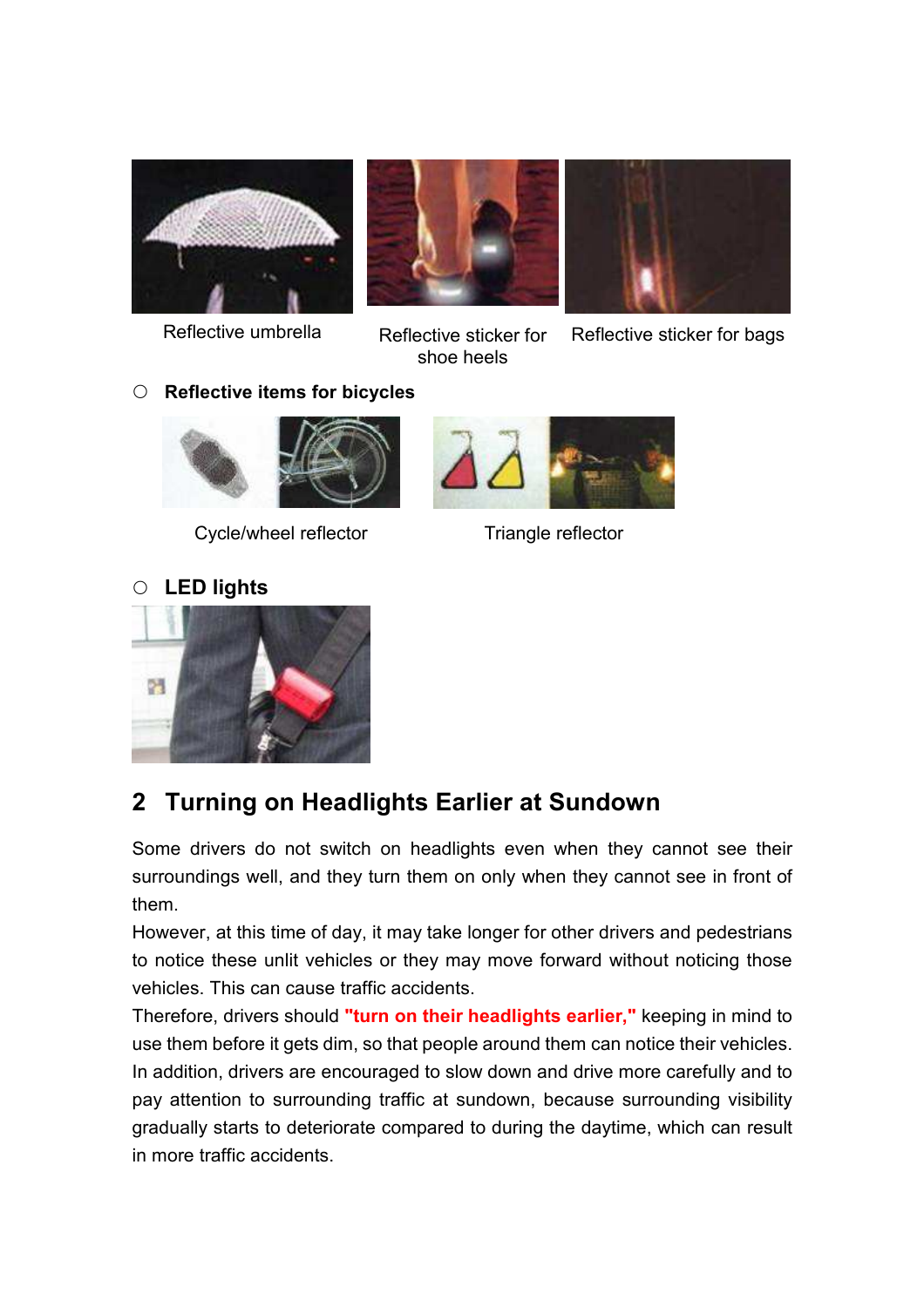Reflective umbrella

Reflective sticker for shoe heels

Reflective sticker for bags

○ **Reflective items for bicycles**

Cycle/wheel reflector

Triangle reflector

○ **LED lights**

## 2 Turning on Headlights Earlier at Sundown

Some drivers do not switch on headlights even when they cannot see their surroundings well, and they turn them on only when they cannot see in front of them.

However, at this time of day, it may take longer for other drivers and pedestrians to notice these unlit vehicles or they may move forward without noticing those vehicles. This can cause traffic accidents.

Therefore, drivers should **"turn on their headlights earlier,"** keeping in mind to use them before it gets dim, so that people around them can notice their vehicles.

In addition, drivers are encouraged to slow down and drive more carefully and to pay attention to surrounding traffic at sundown, because surrounding visibility gradually starts to deteriorate compared to during the daytime, which can result in more traffic accidents.